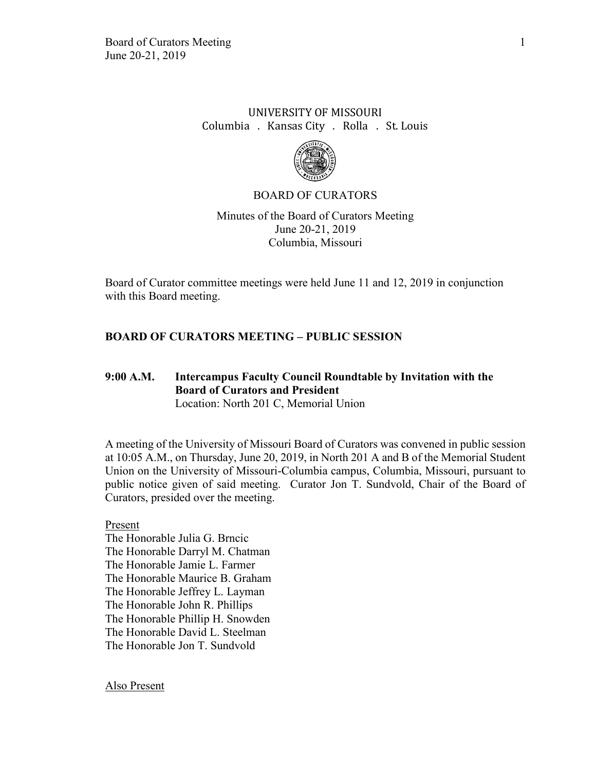UNIVERSITY OF MISSOURI
Columbia . Kansas City . Rolla . St. Louis

BOARD OF CURATORS

Minutes of the Board of Curators Meeting
June 20-21, 2019
Columbia, Missouri

Board of Curator committee meetings were held June 11 and 12, 2019 in conjunction with this Board meeting.

## BOARD OF CURATORS MEETING – PUBLIC SESSION

**9:00 A.M. Intercampus Faculty Council Roundtable by Invitation with the Board of Curators and President**
Location: North 201 C, Memorial Union

A meeting of the University of Missouri Board of Curators was convened in public session at 10:05 A.M., on Thursday, June 20, 2019, in North 201 A and B of the Memorial Student Union on the University of Missouri-Columbia campus, Columbia, Missouri, pursuant to public notice given of said meeting. Curator Jon T. Sundvold, Chair of the Board of Curators, presided over the meeting.

Present
The Honorable Julia G. Brncic
The Honorable Darryl M. Chatman
The Honorable Jamie L. Farmer
The Honorable Maurice B. Graham
The Honorable Jeffrey L. Layman
The Honorable John R. Phillips
The Honorable Phillip H. Snowden
The Honorable David L. Steelman
The Honorable Jon T. Sundvold

Also Present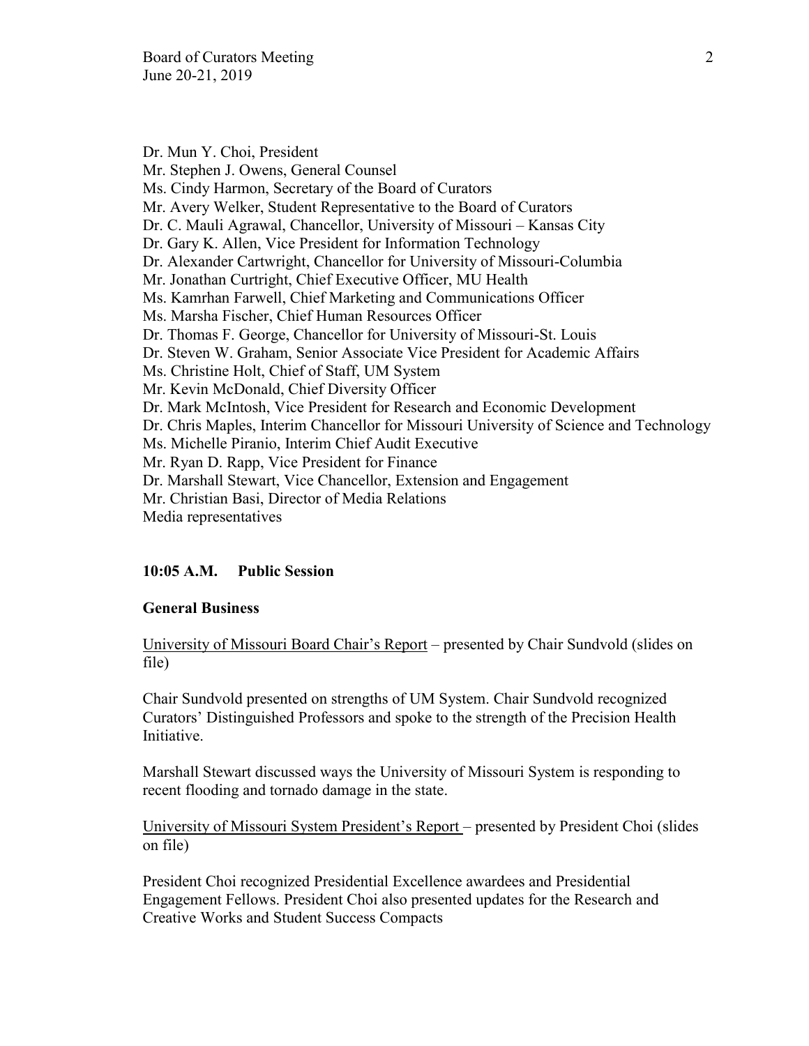Dr. Mun Y. Choi, President
Mr. Stephen J. Owens, General Counsel
Ms. Cindy Harmon, Secretary of the Board of Curators
Mr. Avery Welker, Student Representative to the Board of Curators
Dr. C. Mauli Agrawal, Chancellor, University of Missouri – Kansas City
Dr. Gary K. Allen, Vice President for Information Technology
Dr. Alexander Cartwright, Chancellor for University of Missouri-Columbia
Mr. Jonathan Curtright, Chief Executive Officer, MU Health
Ms. Kamrhan Farwell, Chief Marketing and Communications Officer
Ms. Marsha Fischer, Chief Human Resources Officer
Dr. Thomas F. George, Chancellor for University of Missouri-St. Louis
Dr. Steven W. Graham, Senior Associate Vice President for Academic Affairs
Ms. Christine Holt, Chief of Staff, UM System
Mr. Kevin McDonald, Chief Diversity Officer
Dr. Mark McIntosh, Vice President for Research and Economic Development
Dr. Chris Maples, Interim Chancellor for Missouri University of Science and Technology
Ms. Michelle Piranio, Interim Chief Audit Executive
Mr. Ryan D. Rapp, Vice President for Finance
Dr. Marshall Stewart, Vice Chancellor, Extension and Engagement
Mr. Christian Basi, Director of Media Relations
Media representatives

**10:05 A.M. Public Session**

**General Business**

University of Missouri Board Chair's Report – presented by Chair Sundvold (slides on file)

Chair Sundvold presented on strengths of UM System. Chair Sundvold recognized Curators' Distinguished Professors and spoke to the strength of the Precision Health Initiative.

Marshall Stewart discussed ways the University of Missouri System is responding to recent flooding and tornado damage in the state.

University of Missouri System President's Report – presented by President Choi (slides on file)

President Choi recognized Presidential Excellence awardees and Presidential Engagement Fellows. President Choi also presented updates for the Research and Creative Works and Student Success Compacts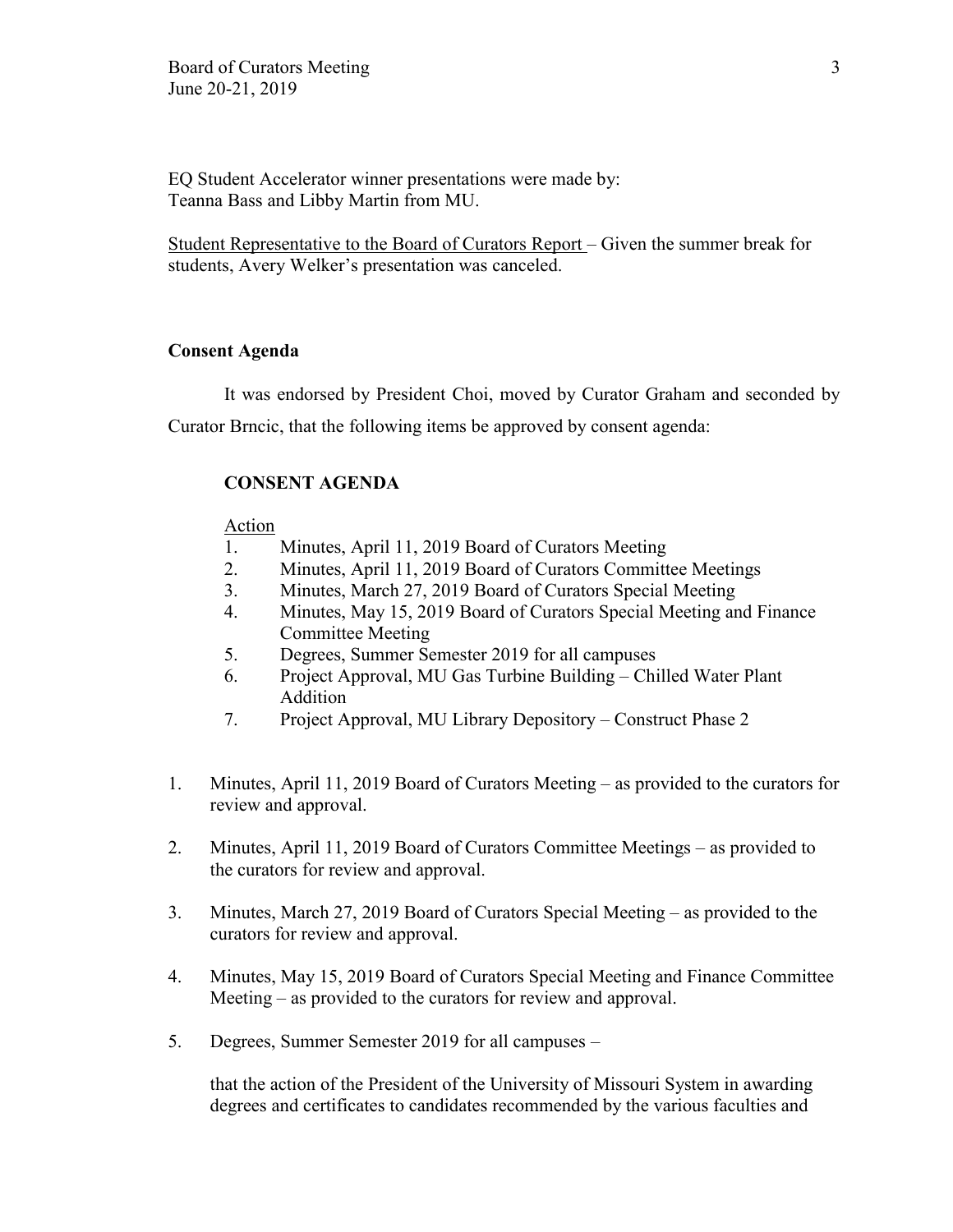EQ Student Accelerator winner presentations were made by:
Teanna Bass and Libby Martin from MU.

Student Representative to the Board of Curators Report – Given the summer break for students, Avery Welker's presentation was canceled.

**Consent Agenda**

It was endorsed by President Choi, moved by Curator Graham and seconded by Curator Brncic, that the following items be approved by consent agenda:

**CONSENT AGENDA**

Action

1. Minutes, April 11, 2019 Board of Curators Meeting
2. Minutes, April 11, 2019 Board of Curators Committee Meetings
3. Minutes, March 27, 2019 Board of Curators Special Meeting
4. Minutes, May 15, 2019 Board of Curators Special Meeting and Finance Committee Meeting
5. Degrees, Summer Semester 2019 for all campuses
6. Project Approval, MU Gas Turbine Building – Chilled Water Plant Addition
7. Project Approval, MU Library Depository – Construct Phase 2

1. Minutes, April 11, 2019 Board of Curators Meeting – as provided to the curators for review and approval.

2. Minutes, April 11, 2019 Board of Curators Committee Meetings – as provided to the curators for review and approval.

3. Minutes, March 27, 2019 Board of Curators Special Meeting – as provided to the curators for review and approval.

4. Minutes, May 15, 2019 Board of Curators Special Meeting and Finance Committee Meeting – as provided to the curators for review and approval.

5. Degrees, Summer Semester 2019 for all campuses –

   that the action of the President of the University of Missouri System in awarding degrees and certificates to candidates recommended by the various faculties and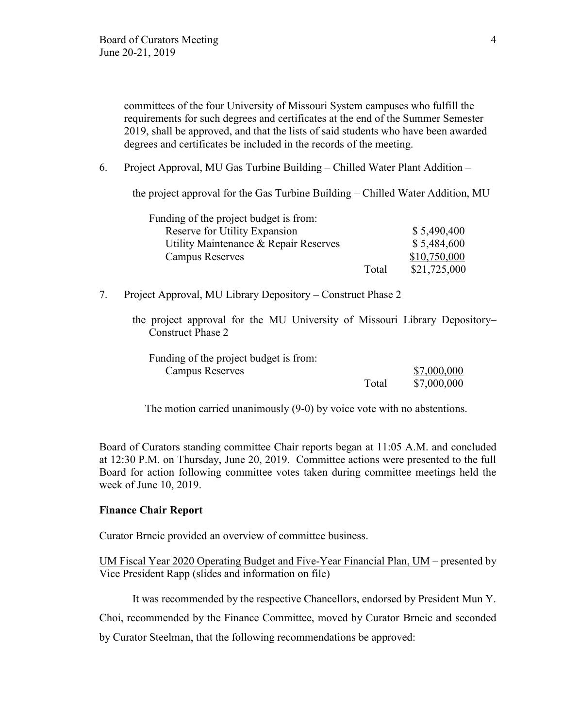committees of the four University of Missouri System campuses who fulfill the requirements for such degrees and certificates at the end of the Summer Semester 2019, shall be approved, and that the lists of said students who have been awarded degrees and certificates be included in the records of the meeting.

6. Project Approval, MU Gas Turbine Building – Chilled Water Plant Addition –

   the project approval for the Gas Turbine Building – Chilled Water Addition, MU

   | Funding of the project budget is from: | | |
   |---|---|---|
   | Reserve for Utility Expansion | | $ 5,490,400 |
   | Utility Maintenance & Repair Reserves | | $ 5,484,600 |
   | Campus Reserves | | $10,750,000 |
   | | Total | $21,725,000 |

7. Project Approval, MU Library Depository – Construct Phase 2

   the project approval for the MU University of Missouri Library Depository– Construct Phase 2

   | Funding of the project budget is from: | | |
   |---|---|---|
   | Campus Reserves | | $7,000,000 |
   | | Total | $7,000,000 |

The motion carried unanimously (9-0) by voice vote with no abstentions.

Board of Curators standing committee Chair reports began at 11:05 A.M. and concluded at 12:30 P.M. on Thursday, June 20, 2019. Committee actions were presented to the full Board for action following committee votes taken during committee meetings held the week of June 10, 2019.

**Finance Chair Report**

Curator Brncic provided an overview of committee business.

UM Fiscal Year 2020 Operating Budget and Five-Year Financial Plan, UM – presented by Vice President Rapp (slides and information on file)

It was recommended by the respective Chancellors, endorsed by President Mun Y. Choi, recommended by the Finance Committee, moved by Curator Brncic and seconded by Curator Steelman, that the following recommendations be approved: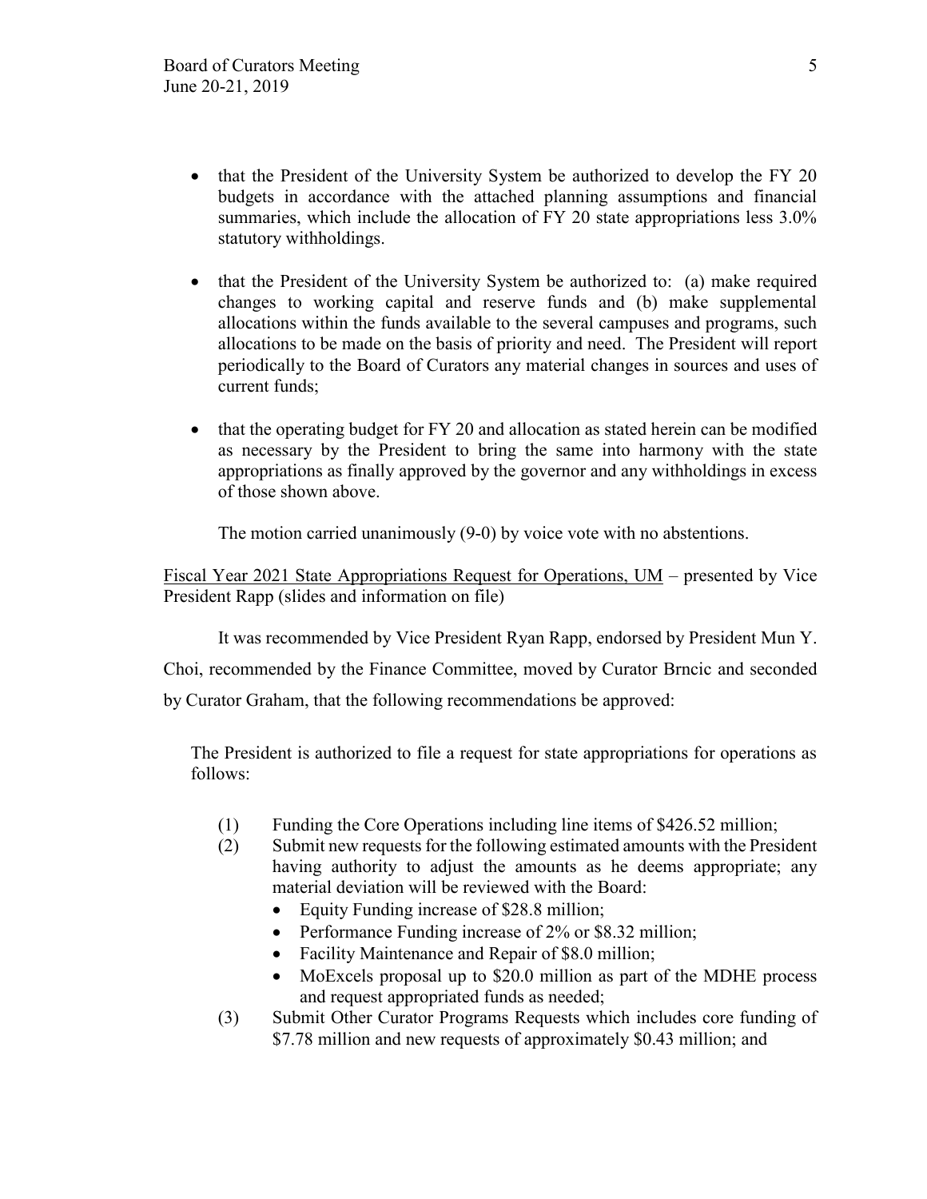- that the President of the University System be authorized to develop the FY 20 budgets in accordance with the attached planning assumptions and financial summaries, which include the allocation of FY 20 state appropriations less 3.0% statutory withholdings.
- that the President of the University System be authorized to: (a) make required changes to working capital and reserve funds and (b) make supplemental allocations within the funds available to the several campuses and programs, such allocations to be made on the basis of priority and need. The President will report periodically to the Board of Curators any material changes in sources and uses of current funds;
- that the operating budget for FY 20 and allocation as stated herein can be modified as necessary by the President to bring the same into harmony with the state appropriations as finally approved by the governor and any withholdings in excess of those shown above.

The motion carried unanimously (9-0) by voice vote with no abstentions.

Fiscal Year 2021 State Appropriations Request for Operations, UM – presented by Vice President Rapp (slides and information on file)

It was recommended by Vice President Ryan Rapp, endorsed by President Mun Y. Choi, recommended by the Finance Committee, moved by Curator Brncic and seconded by Curator Graham, that the following recommendations be approved:

The President is authorized to file a request for state appropriations for operations as follows:

(1) Funding the Core Operations including line items of $426.52 million;

(2) Submit new requests for the following estimated amounts with the President having authority to adjust the amounts as he deems appropriate; any material deviation will be reviewed with the Board:
- Equity Funding increase of $28.8 million;
- Performance Funding increase of 2% or $8.32 million;
- Facility Maintenance and Repair of $8.0 million;
- MoExcels proposal up to $20.0 million as part of the MDHE process and request appropriated funds as needed;

(3) Submit Other Curator Programs Requests which includes core funding of $7.78 million and new requests of approximately $0.43 million; and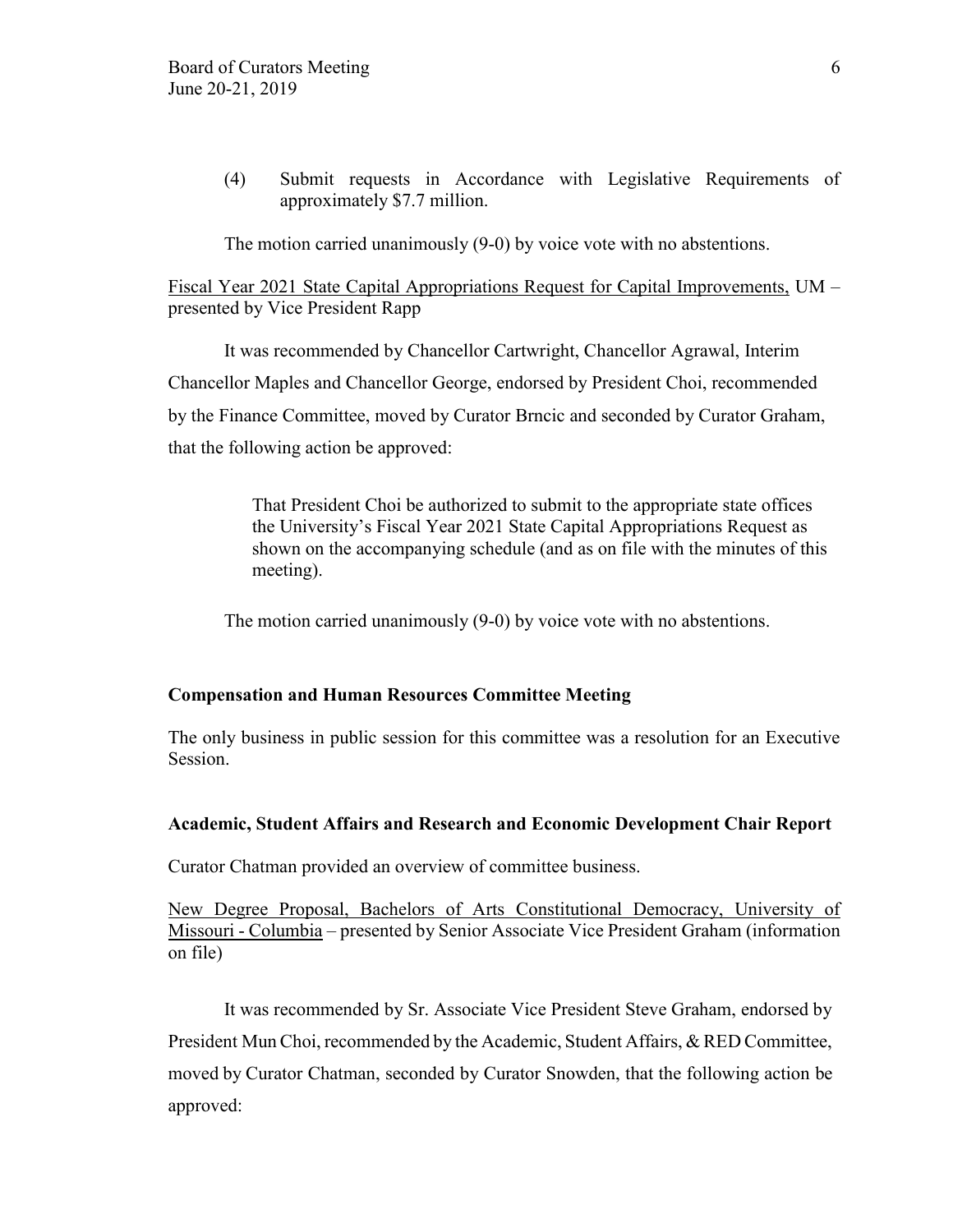(4) Submit requests in Accordance with Legislative Requirements of approximately $7.7 million.

The motion carried unanimously (9-0) by voice vote with no abstentions.

Fiscal Year 2021 State Capital Appropriations Request for Capital Improvements, UM – presented by Vice President Rapp

It was recommended by Chancellor Cartwright, Chancellor Agrawal, Interim Chancellor Maples and Chancellor George, endorsed by President Choi, recommended by the Finance Committee, moved by Curator Brncic and seconded by Curator Graham, that the following action be approved:

> That President Choi be authorized to submit to the appropriate state offices the University's Fiscal Year 2021 State Capital Appropriations Request as shown on the accompanying schedule (and as on file with the minutes of this meeting).

The motion carried unanimously (9-0) by voice vote with no abstentions.

**Compensation and Human Resources Committee Meeting**

The only business in public session for this committee was a resolution for an Executive Session.

**Academic, Student Affairs and Research and Economic Development Chair Report**

Curator Chatman provided an overview of committee business.

New Degree Proposal, Bachelors of Arts Constitutional Democracy, University of Missouri - Columbia – presented by Senior Associate Vice President Graham (information on file)

It was recommended by Sr. Associate Vice President Steve Graham, endorsed by President Mun Choi, recommended by the Academic, Student Affairs, & RED Committee, moved by Curator Chatman, seconded by Curator Snowden, that the following action be approved: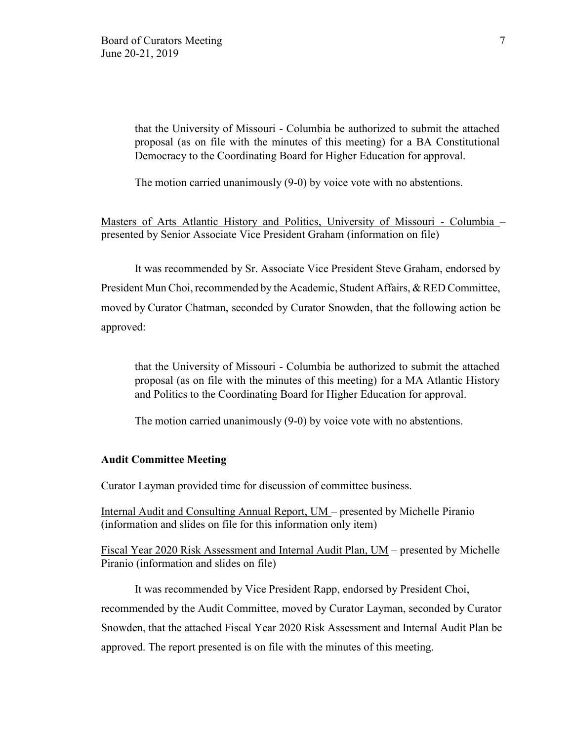that the University of Missouri - Columbia be authorized to submit the attached proposal (as on file with the minutes of this meeting) for a BA Constitutional Democracy to the Coordinating Board for Higher Education for approval.

The motion carried unanimously (9-0) by voice vote with no abstentions.

Masters of Arts Atlantic History and Politics, University of Missouri - Columbia – presented by Senior Associate Vice President Graham (information on file)

It was recommended by Sr. Associate Vice President Steve Graham, endorsed by President Mun Choi, recommended by the Academic, Student Affairs, & RED Committee, moved by Curator Chatman, seconded by Curator Snowden, that the following action be approved:

that the University of Missouri - Columbia be authorized to submit the attached proposal (as on file with the minutes of this meeting) for a MA Atlantic History and Politics to the Coordinating Board for Higher Education for approval.

The motion carried unanimously (9-0) by voice vote with no abstentions.

**Audit Committee Meeting**

Curator Layman provided time for discussion of committee business.

Internal Audit and Consulting Annual Report, UM – presented by Michelle Piranio (information and slides on file for this information only item)

Fiscal Year 2020 Risk Assessment and Internal Audit Plan, UM – presented by Michelle Piranio (information and slides on file)

It was recommended by Vice President Rapp, endorsed by President Choi, recommended by the Audit Committee, moved by Curator Layman, seconded by Curator Snowden, that the attached Fiscal Year 2020 Risk Assessment and Internal Audit Plan be approved. The report presented is on file with the minutes of this meeting.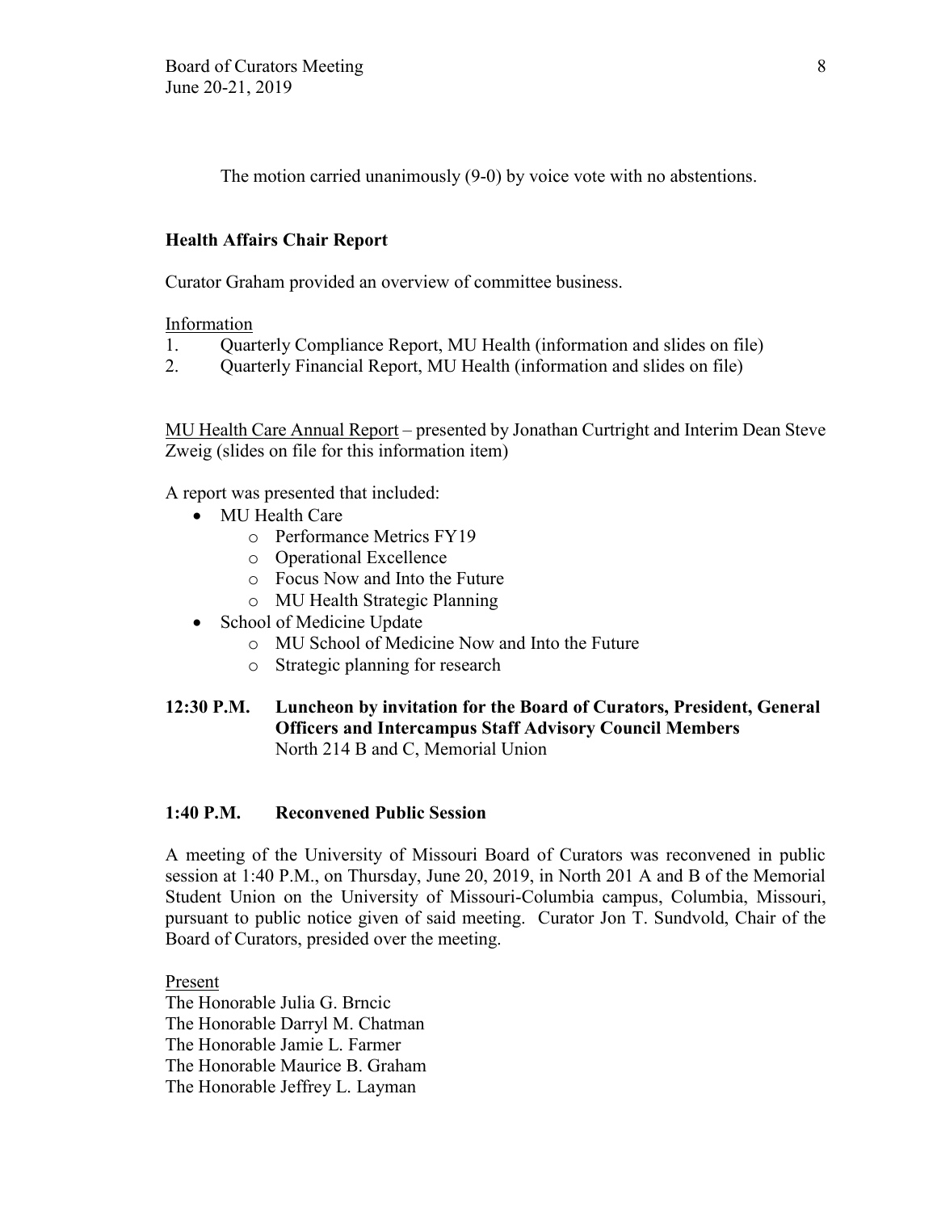The motion carried unanimously (9-0) by voice vote with no abstentions.

**Health Affairs Chair Report**

Curator Graham provided an overview of committee business.

Information

1. Quarterly Compliance Report, MU Health (information and slides on file)
2. Quarterly Financial Report, MU Health (information and slides on file)

MU Health Care Annual Report – presented by Jonathan Curtright and Interim Dean Steve Zweig (slides on file for this information item)

A report was presented that included:

- MU Health Care
  - Performance Metrics FY19
  - Operational Excellence
  - Focus Now and Into the Future
  - MU Health Strategic Planning
- School of Medicine Update
  - MU School of Medicine Now and Into the Future
  - Strategic planning for research

**12:30 P.M. Luncheon by invitation for the Board of Curators, President, General Officers and Intercampus Staff Advisory Council Members**
North 214 B and C, Memorial Union

**1:40 P.M. Reconvened Public Session**

A meeting of the University of Missouri Board of Curators was reconvened in public session at 1:40 P.M., on Thursday, June 20, 2019, in North 201 A and B of the Memorial Student Union on the University of Missouri-Columbia campus, Columbia, Missouri, pursuant to public notice given of said meeting. Curator Jon T. Sundvold, Chair of the Board of Curators, presided over the meeting.

Present
The Honorable Julia G. Brncic
The Honorable Darryl M. Chatman
The Honorable Jamie L. Farmer
The Honorable Maurice B. Graham
The Honorable Jeffrey L. Layman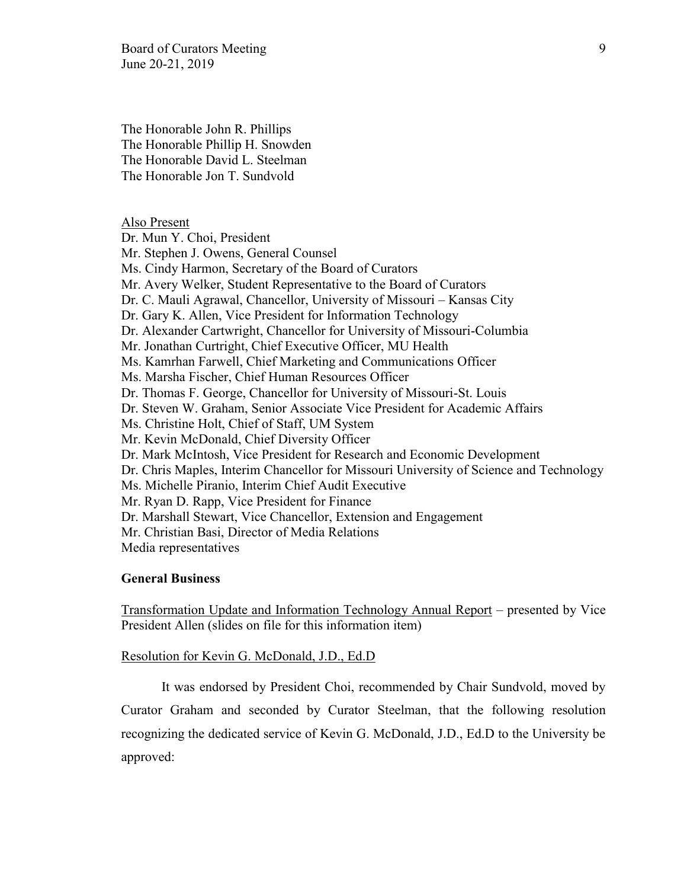The Honorable John R. Phillips
The Honorable Phillip H. Snowden
The Honorable David L. Steelman
The Honorable Jon T. Sundvold

Also Present

Dr. Mun Y. Choi, President
Mr. Stephen J. Owens, General Counsel
Ms. Cindy Harmon, Secretary of the Board of Curators
Mr. Avery Welker, Student Representative to the Board of Curators
Dr. C. Mauli Agrawal, Chancellor, University of Missouri – Kansas City
Dr. Gary K. Allen, Vice President for Information Technology
Dr. Alexander Cartwright, Chancellor for University of Missouri-Columbia
Mr. Jonathan Curtright, Chief Executive Officer, MU Health
Ms. Kamrhan Farwell, Chief Marketing and Communications Officer
Ms. Marsha Fischer, Chief Human Resources Officer
Dr. Thomas F. George, Chancellor for University of Missouri-St. Louis
Dr. Steven W. Graham, Senior Associate Vice President for Academic Affairs
Ms. Christine Holt, Chief of Staff, UM System
Mr. Kevin McDonald, Chief Diversity Officer
Dr. Mark McIntosh, Vice President for Research and Economic Development
Dr. Chris Maples, Interim Chancellor for Missouri University of Science and Technology
Ms. Michelle Piranio, Interim Chief Audit Executive
Mr. Ryan D. Rapp, Vice President for Finance
Dr. Marshall Stewart, Vice Chancellor, Extension and Engagement
Mr. Christian Basi, Director of Media Relations
Media representatives

**General Business**

Transformation Update and Information Technology Annual Report – presented by Vice President Allen (slides on file for this information item)

Resolution for Kevin G. McDonald, J.D., Ed.D

It was endorsed by President Choi, recommended by Chair Sundvold, moved by Curator Graham and seconded by Curator Steelman, that the following resolution recognizing the dedicated service of Kevin G. McDonald, J.D., Ed.D to the University be approved: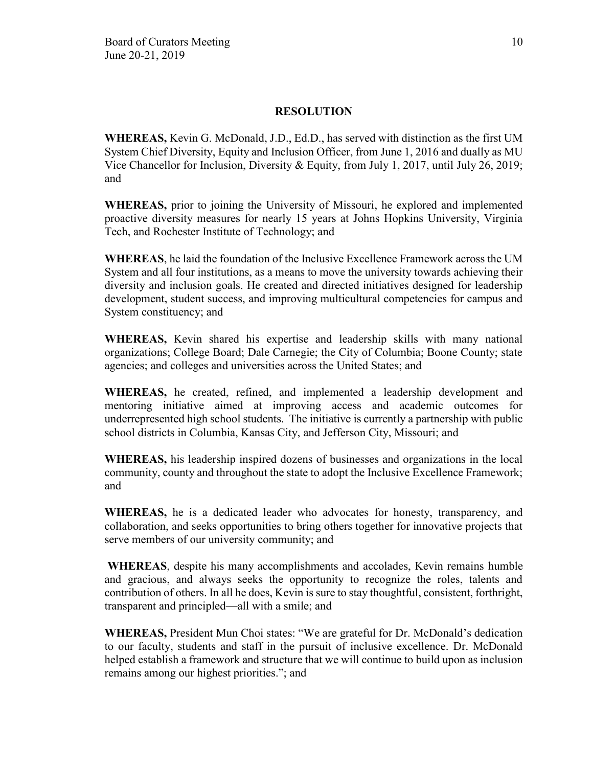## RESOLUTION

**WHEREAS,** Kevin G. McDonald, J.D., Ed.D., has served with distinction as the first UM System Chief Diversity, Equity and Inclusion Officer, from June 1, 2016 and dually as MU Vice Chancellor for Inclusion, Diversity & Equity, from July 1, 2017, until July 26, 2019; and

**WHEREAS,** prior to joining the University of Missouri, he explored and implemented proactive diversity measures for nearly 15 years at Johns Hopkins University, Virginia Tech, and Rochester Institute of Technology; and

**WHEREAS**, he laid the foundation of the Inclusive Excellence Framework across the UM System and all four institutions, as a means to move the university towards achieving their diversity and inclusion goals. He created and directed initiatives designed for leadership development, student success, and improving multicultural competencies for campus and System constituency; and

**WHEREAS,** Kevin shared his expertise and leadership skills with many national organizations; College Board; Dale Carnegie; the City of Columbia; Boone County; state agencies; and colleges and universities across the United States; and

**WHEREAS,** he created, refined, and implemented a leadership development and mentoring initiative aimed at improving access and academic outcomes for underrepresented high school students. The initiative is currently a partnership with public school districts in Columbia, Kansas City, and Jefferson City, Missouri; and

**WHEREAS,** his leadership inspired dozens of businesses and organizations in the local community, county and throughout the state to adopt the Inclusive Excellence Framework; and

**WHEREAS,** he is a dedicated leader who advocates for honesty, transparency, and collaboration, and seeks opportunities to bring others together for innovative projects that serve members of our university community; and

**WHEREAS**, despite his many accomplishments and accolades, Kevin remains humble and gracious, and always seeks the opportunity to recognize the roles, talents and contribution of others. In all he does, Kevin is sure to stay thoughtful, consistent, forthright, transparent and principled—all with a smile; and

**WHEREAS,** President Mun Choi states: "We are grateful for Dr. McDonald's dedication to our faculty, students and staff in the pursuit of inclusive excellence. Dr. McDonald helped establish a framework and structure that we will continue to build upon as inclusion remains among our highest priorities."; and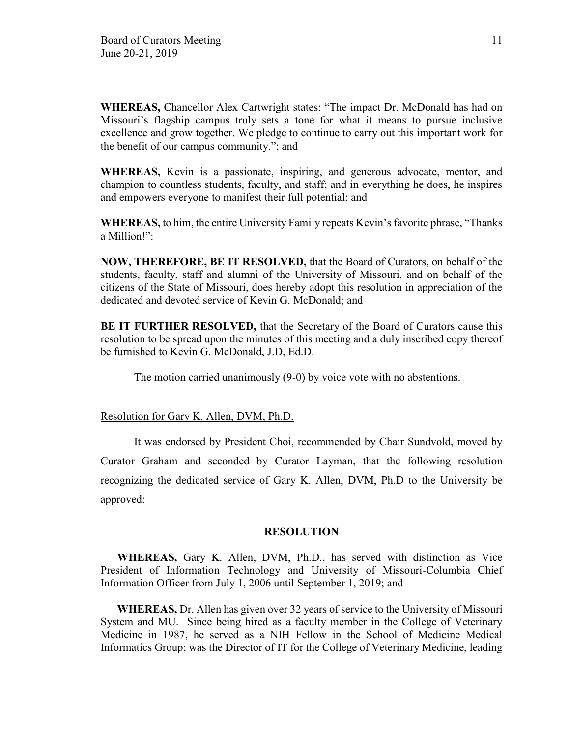**WHEREAS,** Chancellor Alex Cartwright states: "The impact Dr. McDonald has had on Missouri's flagship campus truly sets a tone for what it means to pursue inclusive excellence and grow together. We pledge to continue to carry out this important work for the benefit of our campus community."; and

**WHEREAS,** Kevin is a passionate, inspiring, and generous advocate, mentor, and champion to countless students, faculty, and staff; and in everything he does, he inspires and empowers everyone to manifest their full potential; and

**WHEREAS,** to him, the entire University Family repeats Kevin's favorite phrase, "Thanks a Million!":

**NOW, THEREFORE, BE IT RESOLVED,** that the Board of Curators, on behalf of the students, faculty, staff and alumni of the University of Missouri, and on behalf of the citizens of the State of Missouri, does hereby adopt this resolution in appreciation of the dedicated and devoted service of Kevin G. McDonald; and

**BE IT FURTHER RESOLVED,** that the Secretary of the Board of Curators cause this resolution to be spread upon the minutes of this meeting and a duly inscribed copy thereof be furnished to Kevin G. McDonald, J.D, Ed.D.

The motion carried unanimously (9-0) by voice vote with no abstentions.

Resolution for Gary K. Allen, DVM, Ph.D.

It was endorsed by President Choi, recommended by Chair Sundvold, moved by Curator Graham and seconded by Curator Layman, that the following resolution recognizing the dedicated service of Gary K. Allen, DVM, Ph.D to the University be approved:

**RESOLUTION**

**WHEREAS,** Gary K. Allen, DVM, Ph.D., has served with distinction as Vice President of Information Technology and University of Missouri-Columbia Chief Information Officer from July 1, 2006 until September 1, 2019; and

**WHEREAS,** Dr. Allen has given over 32 years of service to the University of Missouri System and MU. Since being hired as a faculty member in the College of Veterinary Medicine in 1987, he served as a NIH Fellow in the School of Medicine Medical Informatics Group; was the Director of IT for the College of Veterinary Medicine, leading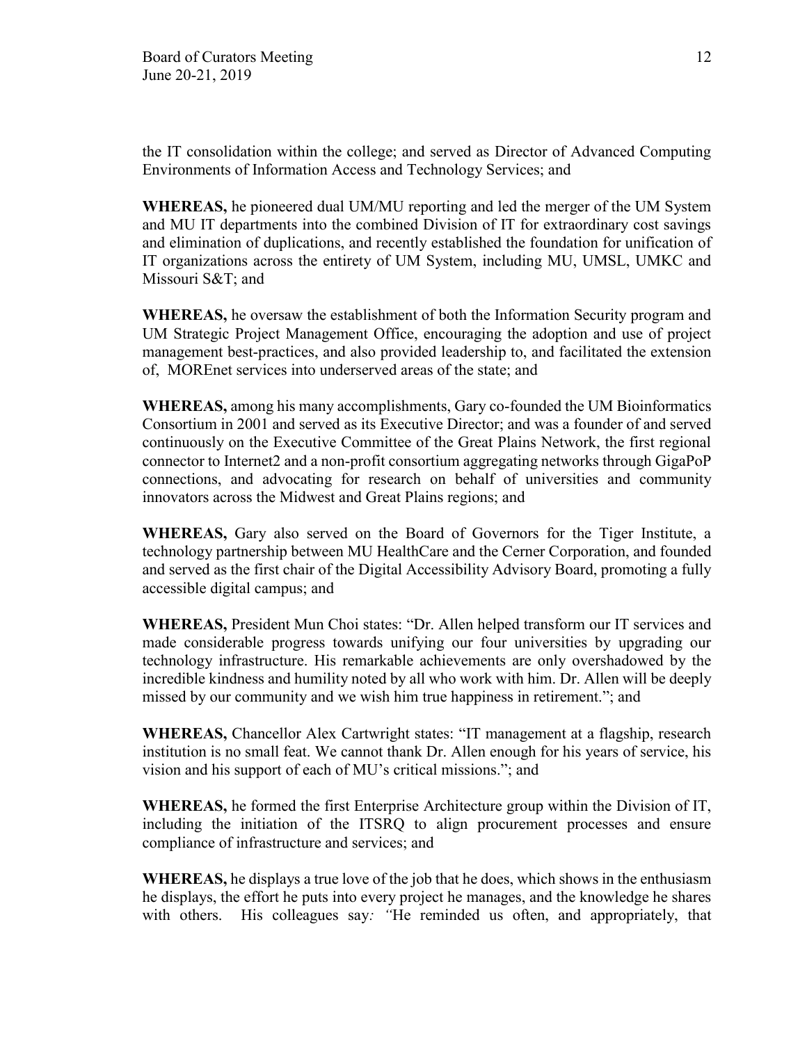the IT consolidation within the college; and served as Director of Advanced Computing Environments of Information Access and Technology Services; and

**WHEREAS,** he pioneered dual UM/MU reporting and led the merger of the UM System and MU IT departments into the combined Division of IT for extraordinary cost savings and elimination of duplications, and recently established the foundation for unification of IT organizations across the entirety of UM System, including MU, UMSL, UMKC and Missouri S&T; and

**WHEREAS,** he oversaw the establishment of both the Information Security program and UM Strategic Project Management Office, encouraging the adoption and use of project management best-practices, and also provided leadership to, and facilitated the extension of, MOREnet services into underserved areas of the state; and

**WHEREAS,** among his many accomplishments, Gary co-founded the UM Bioinformatics Consortium in 2001 and served as its Executive Director; and was a founder of and served continuously on the Executive Committee of the Great Plains Network, the first regional connector to Internet2 and a non-profit consortium aggregating networks through GigaPoP connections, and advocating for research on behalf of universities and community innovators across the Midwest and Great Plains regions; and

**WHEREAS,** Gary also served on the Board of Governors for the Tiger Institute, a technology partnership between MU HealthCare and the Cerner Corporation, and founded and served as the first chair of the Digital Accessibility Advisory Board, promoting a fully accessible digital campus; and

**WHEREAS,** President Mun Choi states: "Dr. Allen helped transform our IT services and made considerable progress towards unifying our four universities by upgrading our technology infrastructure. His remarkable achievements are only overshadowed by the incredible kindness and humility noted by all who work with him. Dr. Allen will be deeply missed by our community and we wish him true happiness in retirement."; and

**WHEREAS,** Chancellor Alex Cartwright states: "IT management at a flagship, research institution is no small feat. We cannot thank Dr. Allen enough for his years of service, his vision and his support of each of MU's critical missions."; and

**WHEREAS,** he formed the first Enterprise Architecture group within the Division of IT, including the initiation of the ITSRQ to align procurement processes and ensure compliance of infrastructure and services; and

**WHEREAS,** he displays a true love of the job that he does, which shows in the enthusiasm he displays, the effort he puts into every project he manages, and the knowledge he shares with others. His colleagues say*: "*He reminded us often, and appropriately, that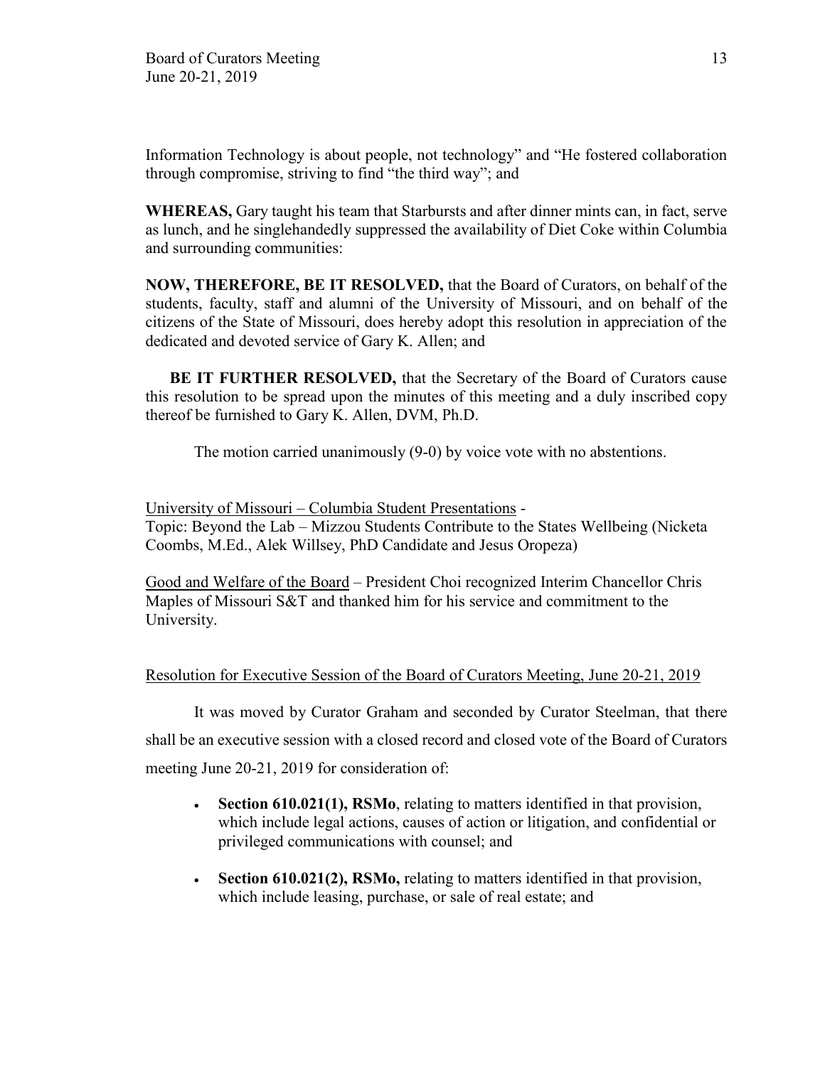Information Technology is about people, not technology" and "He fostered collaboration through compromise, striving to find "the third way"; and

**WHEREAS,** Gary taught his team that Starbursts and after dinner mints can, in fact, serve as lunch, and he singlehandedly suppressed the availability of Diet Coke within Columbia and surrounding communities:

**NOW, THEREFORE, BE IT RESOLVED,** that the Board of Curators, on behalf of the students, faculty, staff and alumni of the University of Missouri, and on behalf of the citizens of the State of Missouri, does hereby adopt this resolution in appreciation of the dedicated and devoted service of Gary K. Allen; and

**BE IT FURTHER RESOLVED,** that the Secretary of the Board of Curators cause this resolution to be spread upon the minutes of this meeting and a duly inscribed copy thereof be furnished to Gary K. Allen, DVM, Ph.D.

The motion carried unanimously (9-0) by voice vote with no abstentions.

University of Missouri – Columbia Student Presentations -
Topic: Beyond the Lab – Mizzou Students Contribute to the States Wellbeing (Nicketa Coombs, M.Ed., Alek Willsey, PhD Candidate and Jesus Oropeza)

Good and Welfare of the Board – President Choi recognized Interim Chancellor Chris Maples of Missouri S&T and thanked him for his service and commitment to the University.

Resolution for Executive Session of the Board of Curators Meeting, June 20-21, 2019

It was moved by Curator Graham and seconded by Curator Steelman, that there shall be an executive session with a closed record and closed vote of the Board of Curators meeting June 20-21, 2019 for consideration of:

- **Section 610.021(1), RSMo**, relating to matters identified in that provision, which include legal actions, causes of action or litigation, and confidential or privileged communications with counsel; and
- **Section 610.021(2), RSMo,** relating to matters identified in that provision, which include leasing, purchase, or sale of real estate; and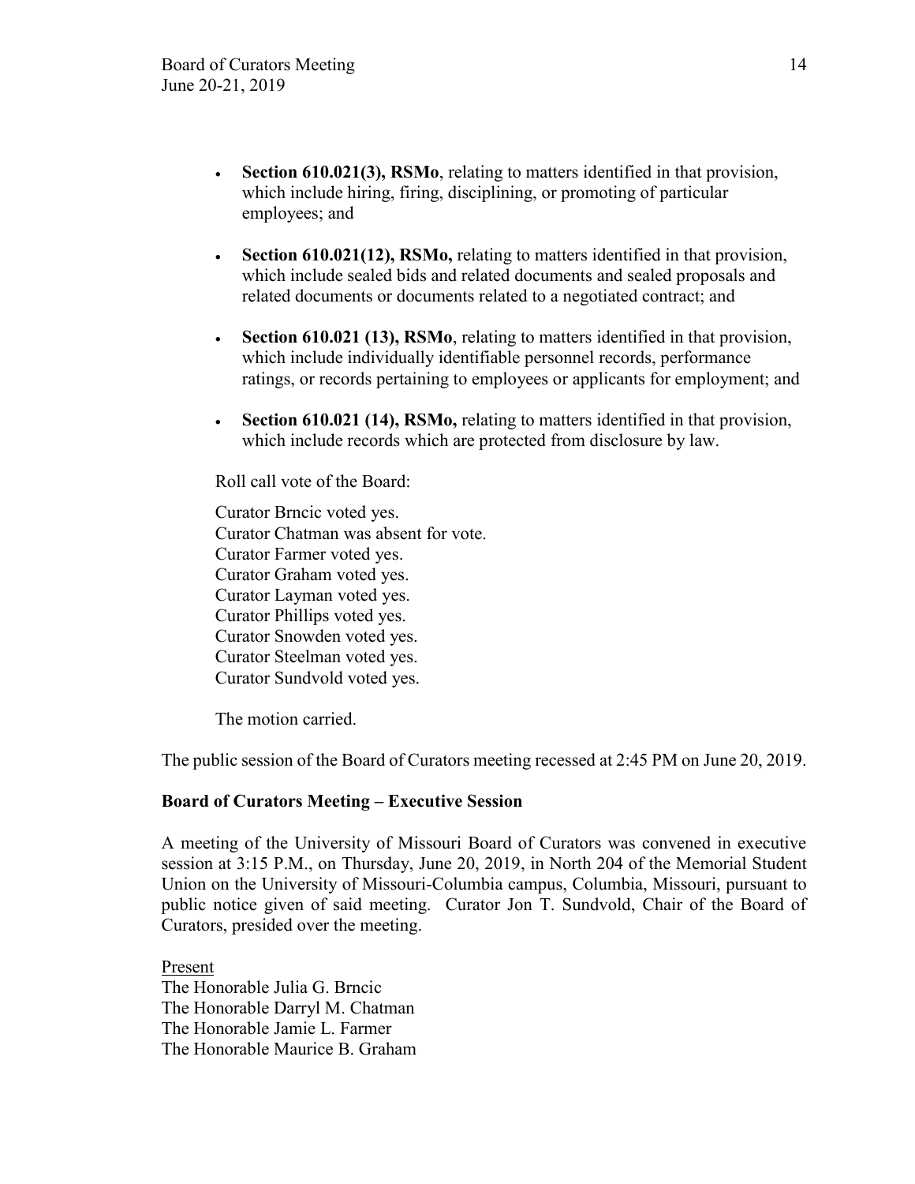- **Section 610.021(3), RSMo**, relating to matters identified in that provision, which include hiring, firing, disciplining, or promoting of particular employees; and

- **Section 610.021(12), RSMo,** relating to matters identified in that provision, which include sealed bids and related documents and sealed proposals and related documents or documents related to a negotiated contract; and

- **Section 610.021 (13), RSMo**, relating to matters identified in that provision, which include individually identifiable personnel records, performance ratings, or records pertaining to employees or applicants for employment; and

- **Section 610.021 (14), RSMo,** relating to matters identified in that provision, which include records which are protected from disclosure by law.

Roll call vote of the Board:

Curator Brncic voted yes.
Curator Chatman was absent for vote.
Curator Farmer voted yes.
Curator Graham voted yes.
Curator Layman voted yes.
Curator Phillips voted yes.
Curator Snowden voted yes.
Curator Steelman voted yes.
Curator Sundvold voted yes.

The motion carried.

The public session of the Board of Curators meeting recessed at 2:45 PM on June 20, 2019.

**Board of Curators Meeting – Executive Session**

A meeting of the University of Missouri Board of Curators was convened in executive session at 3:15 P.M., on Thursday, June 20, 2019, in North 204 of the Memorial Student Union on the University of Missouri-Columbia campus, Columbia, Missouri, pursuant to public notice given of said meeting. Curator Jon T. Sundvold, Chair of the Board of Curators, presided over the meeting.

Present
The Honorable Julia G. Brncic
The Honorable Darryl M. Chatman
The Honorable Jamie L. Farmer
The Honorable Maurice B. Graham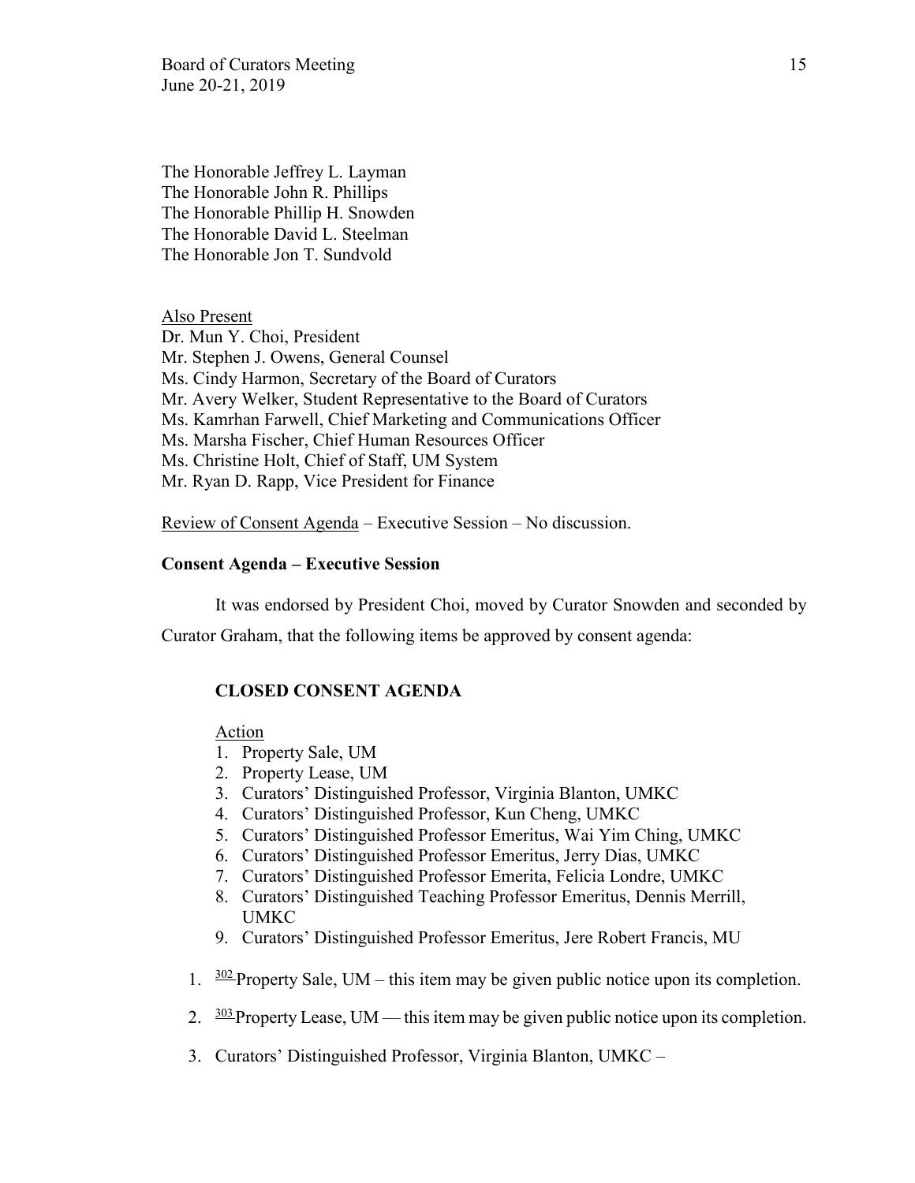The Honorable Jeffrey L. Layman
The Honorable John R. Phillips
The Honorable Phillip H. Snowden
The Honorable David L. Steelman
The Honorable Jon T. Sundvold

Also Present
Dr. Mun Y. Choi, President
Mr. Stephen J. Owens, General Counsel
Ms. Cindy Harmon, Secretary of the Board of Curators
Mr. Avery Welker, Student Representative to the Board of Curators
Ms. Kamrhan Farwell, Chief Marketing and Communications Officer
Ms. Marsha Fischer, Chief Human Resources Officer
Ms. Christine Holt, Chief of Staff, UM System
Mr. Ryan D. Rapp, Vice President for Finance

Review of Consent Agenda – Executive Session – No discussion.

**Consent Agenda – Executive Session**

It was endorsed by President Choi, moved by Curator Snowden and seconded by Curator Graham, that the following items be approved by consent agenda:

**CLOSED CONSENT AGENDA**

Action

1. Property Sale, UM
2. Property Lease, UM
3. Curators' Distinguished Professor, Virginia Blanton, UMKC
4. Curators' Distinguished Professor, Kun Cheng, UMKC
5. Curators' Distinguished Professor Emeritus, Wai Yim Ching, UMKC
6. Curators' Distinguished Professor Emeritus, Jerry Dias, UMKC
7. Curators' Distinguished Professor Emerita, Felicia Londre, UMKC
8. Curators' Distinguished Teaching Professor Emeritus, Dennis Merrill, UMKC
9. Curators' Distinguished Professor Emeritus, Jere Robert Francis, MU

1. [302] Property Sale, UM – this item may be given public notice upon its completion.

2. [303] Property Lease, UM — this item may be given public notice upon its completion.

3. Curators' Distinguished Professor, Virginia Blanton, UMKC –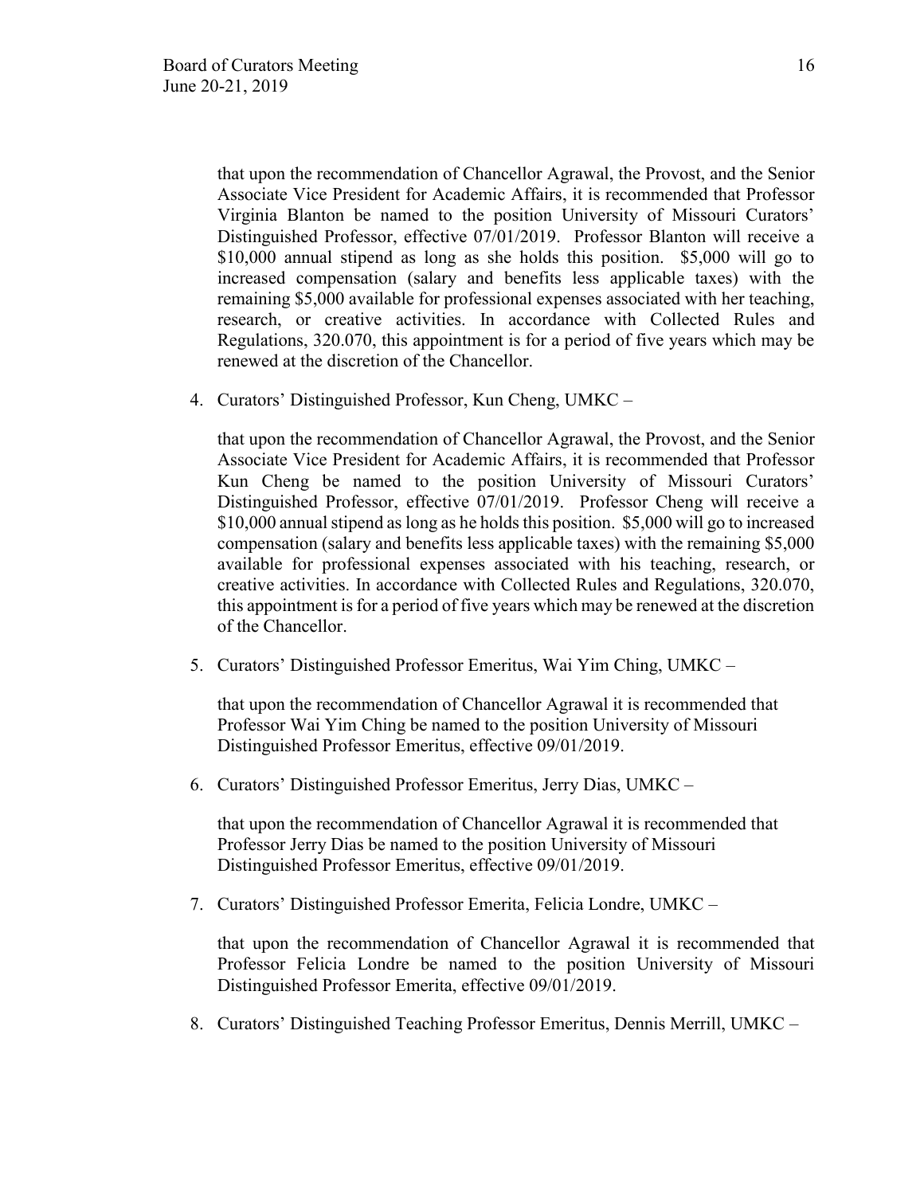that upon the recommendation of Chancellor Agrawal, the Provost, and the Senior Associate Vice President for Academic Affairs, it is recommended that Professor Virginia Blanton be named to the position University of Missouri Curators' Distinguished Professor, effective 07/01/2019. Professor Blanton will receive a $10,000 annual stipend as long as she holds this position. $5,000 will go to increased compensation (salary and benefits less applicable taxes) with the remaining $5,000 available for professional expenses associated with her teaching, research, or creative activities. In accordance with Collected Rules and Regulations, 320.070, this appointment is for a period of five years which may be renewed at the discretion of the Chancellor.

4. Curators' Distinguished Professor, Kun Cheng, UMKC –

   that upon the recommendation of Chancellor Agrawal, the Provost, and the Senior Associate Vice President for Academic Affairs, it is recommended that Professor Kun Cheng be named to the position University of Missouri Curators' Distinguished Professor, effective 07/01/2019. Professor Cheng will receive a $10,000 annual stipend as long as he holds this position. $5,000 will go to increased compensation (salary and benefits less applicable taxes) with the remaining $5,000 available for professional expenses associated with his teaching, research, or creative activities. In accordance with Collected Rules and Regulations, 320.070, this appointment is for a period of five years which may be renewed at the discretion of the Chancellor.

5. Curators' Distinguished Professor Emeritus, Wai Yim Ching, UMKC –

   that upon the recommendation of Chancellor Agrawal it is recommended that Professor Wai Yim Ching be named to the position University of Missouri Distinguished Professor Emeritus, effective 09/01/2019.

6. Curators' Distinguished Professor Emeritus, Jerry Dias, UMKC –

   that upon the recommendation of Chancellor Agrawal it is recommended that Professor Jerry Dias be named to the position University of Missouri Distinguished Professor Emeritus, effective 09/01/2019.

7. Curators' Distinguished Professor Emerita, Felicia Londre, UMKC –

   that upon the recommendation of Chancellor Agrawal it is recommended that Professor Felicia Londre be named to the position University of Missouri Distinguished Professor Emerita, effective 09/01/2019.

8. Curators' Distinguished Teaching Professor Emeritus, Dennis Merrill, UMKC –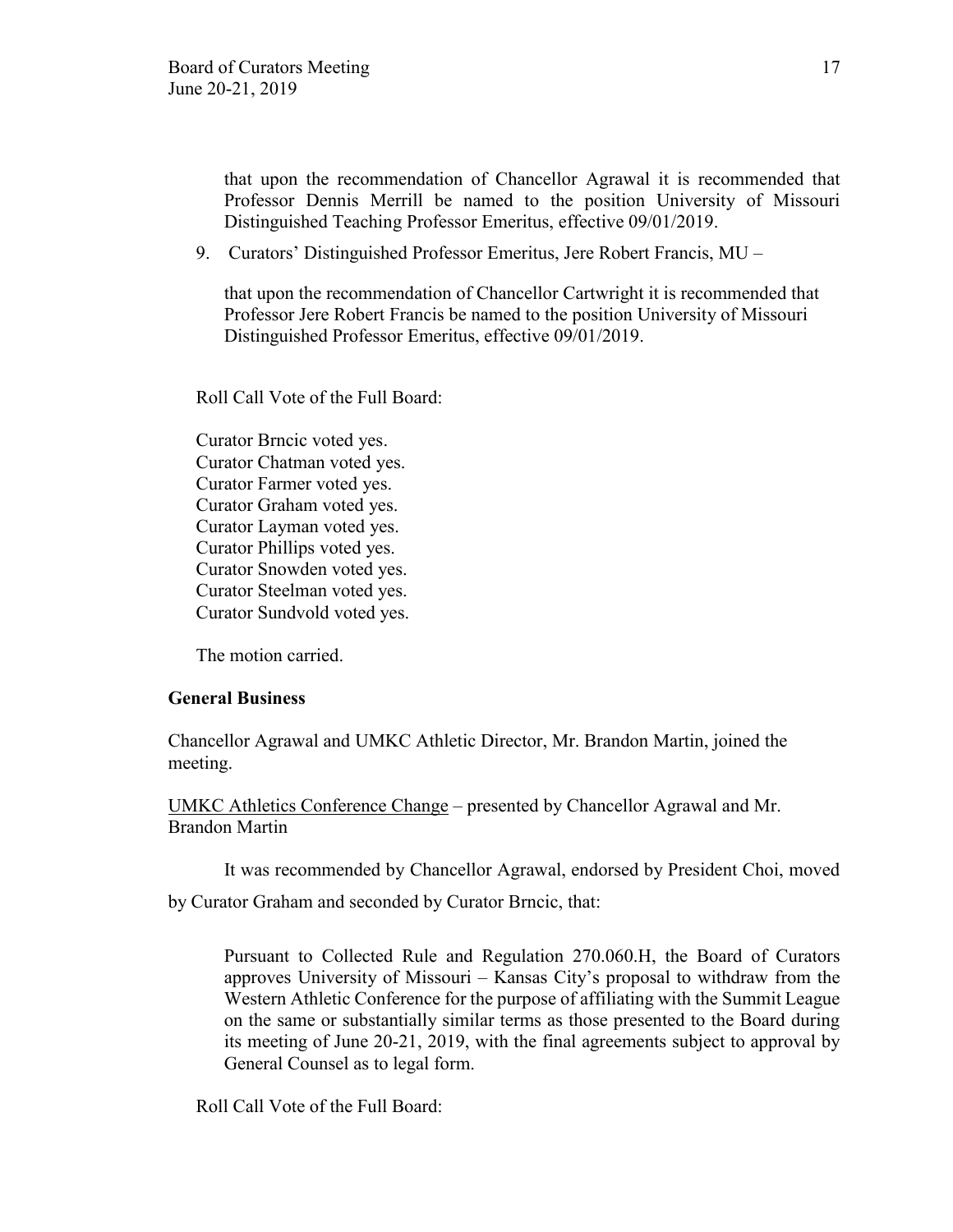that upon the recommendation of Chancellor Agrawal it is recommended that Professor Dennis Merrill be named to the position University of Missouri Distinguished Teaching Professor Emeritus, effective 09/01/2019.

9. Curators' Distinguished Professor Emeritus, Jere Robert Francis, MU –

   that upon the recommendation of Chancellor Cartwright it is recommended that Professor Jere Robert Francis be named to the position University of Missouri Distinguished Professor Emeritus, effective 09/01/2019.

Roll Call Vote of the Full Board:

Curator Brncic voted yes.
Curator Chatman voted yes.
Curator Farmer voted yes.
Curator Graham voted yes.
Curator Layman voted yes.
Curator Phillips voted yes.
Curator Snowden voted yes.
Curator Steelman voted yes.
Curator Sundvold voted yes.

The motion carried.

**General Business**

Chancellor Agrawal and UMKC Athletic Director, Mr. Brandon Martin, joined the meeting.

UMKC Athletics Conference Change – presented by Chancellor Agrawal and Mr. Brandon Martin

It was recommended by Chancellor Agrawal, endorsed by President Choi, moved by Curator Graham and seconded by Curator Brncic, that:

> Pursuant to Collected Rule and Regulation 270.060.H, the Board of Curators approves University of Missouri – Kansas City's proposal to withdraw from the Western Athletic Conference for the purpose of affiliating with the Summit League on the same or substantially similar terms as those presented to the Board during its meeting of June 20-21, 2019, with the final agreements subject to approval by General Counsel as to legal form.

Roll Call Vote of the Full Board: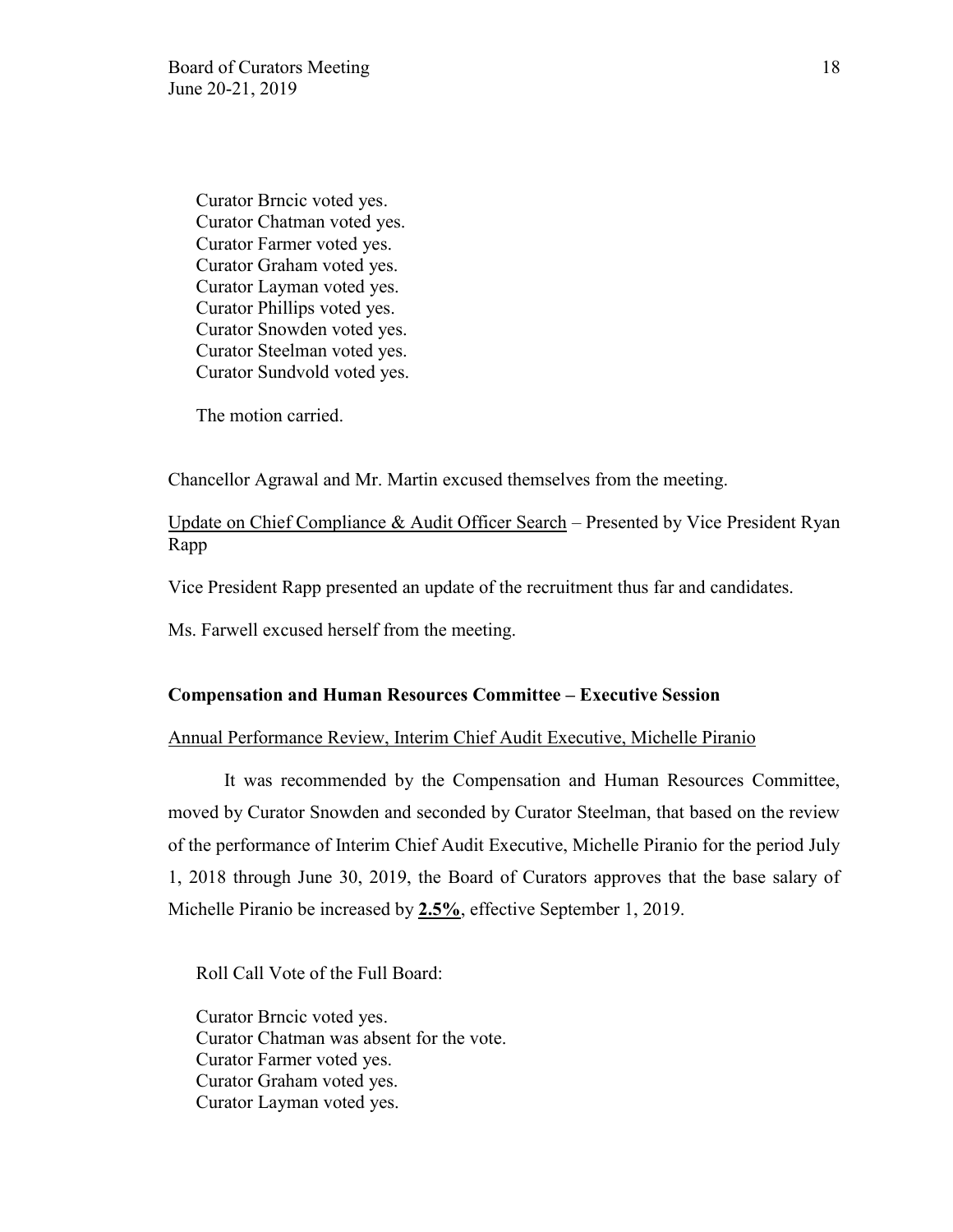Curator Brncic voted yes.
Curator Chatman voted yes.
Curator Farmer voted yes.
Curator Graham voted yes.
Curator Layman voted yes.
Curator Phillips voted yes.
Curator Snowden voted yes.
Curator Steelman voted yes.
Curator Sundvold voted yes.

The motion carried.

Chancellor Agrawal and Mr. Martin excused themselves from the meeting.

Update on Chief Compliance & Audit Officer Search – Presented by Vice President Ryan Rapp

Vice President Rapp presented an update of the recruitment thus far and candidates.

Ms. Farwell excused herself from the meeting.

**Compensation and Human Resources Committee – Executive Session**

Annual Performance Review, Interim Chief Audit Executive, Michelle Piranio

It was recommended by the Compensation and Human Resources Committee, moved by Curator Snowden and seconded by Curator Steelman, that based on the review of the performance of Interim Chief Audit Executive, Michelle Piranio for the period July 1, 2018 through June 30, 2019, the Board of Curators approves that the base salary of Michelle Piranio be increased by **2.5%**, effective September 1, 2019.

Roll Call Vote of the Full Board:

Curator Brncic voted yes.
Curator Chatman was absent for the vote.
Curator Farmer voted yes.
Curator Graham voted yes.
Curator Layman voted yes.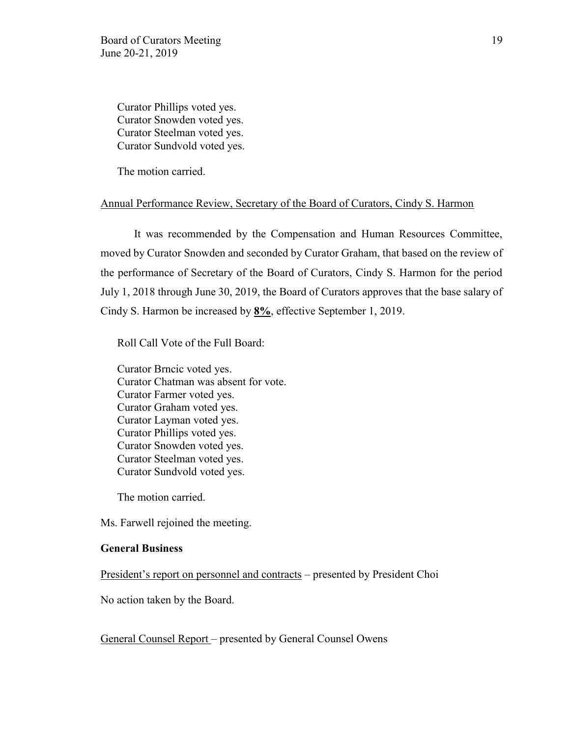Curator Phillips voted yes.
Curator Snowden voted yes.
Curator Steelman voted yes.
Curator Sundvold voted yes.

The motion carried.

Annual Performance Review, Secretary of the Board of Curators, Cindy S. Harmon

It was recommended by the Compensation and Human Resources Committee, moved by Curator Snowden and seconded by Curator Graham, that based on the review of the performance of Secretary of the Board of Curators, Cindy S. Harmon for the period July 1, 2018 through June 30, 2019, the Board of Curators approves that the base salary of Cindy S. Harmon be increased by **8%**, effective September 1, 2019.

Roll Call Vote of the Full Board:

Curator Brncic voted yes.
Curator Chatman was absent for vote.
Curator Farmer voted yes.
Curator Graham voted yes.
Curator Layman voted yes.
Curator Phillips voted yes.
Curator Snowden voted yes.
Curator Steelman voted yes.
Curator Sundvold voted yes.

The motion carried.

Ms. Farwell rejoined the meeting.

**General Business**

President's report on personnel and contracts – presented by President Choi

No action taken by the Board.

General Counsel Report – presented by General Counsel Owens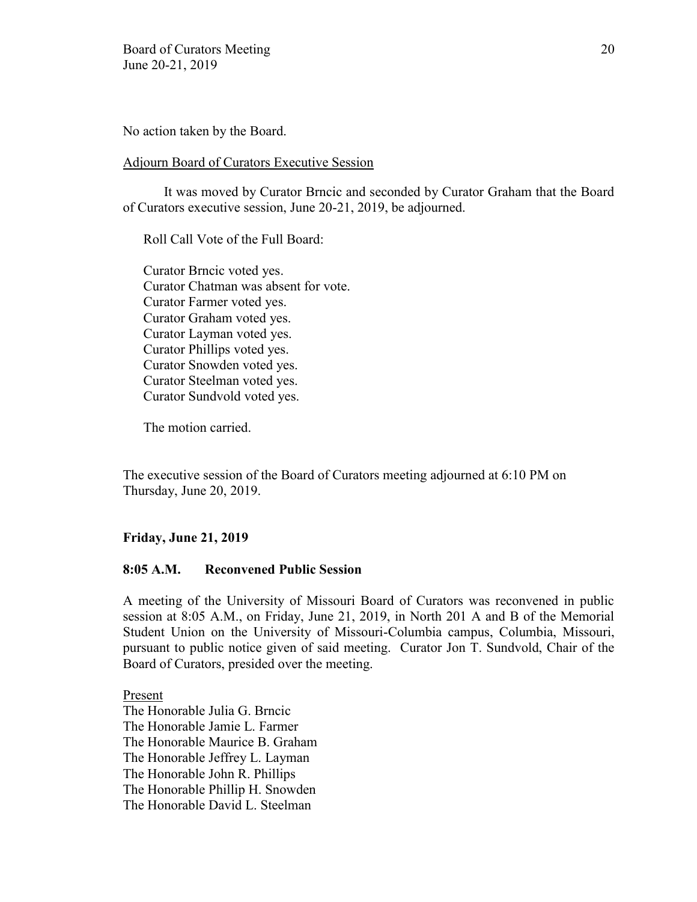No action taken by the Board.

Adjourn Board of Curators Executive Session

It was moved by Curator Brncic and seconded by Curator Graham that the Board of Curators executive session, June 20-21, 2019, be adjourned.

Roll Call Vote of the Full Board:

Curator Brncic voted yes.
Curator Chatman was absent for vote.
Curator Farmer voted yes.
Curator Graham voted yes.
Curator Layman voted yes.
Curator Phillips voted yes.
Curator Snowden voted yes.
Curator Steelman voted yes.
Curator Sundvold voted yes.

The motion carried.

The executive session of the Board of Curators meeting adjourned at 6:10 PM on Thursday, June 20, 2019.

**Friday, June 21, 2019**

**8:05 A.M. Reconvened Public Session**

A meeting of the University of Missouri Board of Curators was reconvened in public session at 8:05 A.M., on Friday, June 21, 2019, in North 201 A and B of the Memorial Student Union on the University of Missouri-Columbia campus, Columbia, Missouri, pursuant to public notice given of said meeting. Curator Jon T. Sundvold, Chair of the Board of Curators, presided over the meeting.

Present
The Honorable Julia G. Brncic
The Honorable Jamie L. Farmer
The Honorable Maurice B. Graham
The Honorable Jeffrey L. Layman
The Honorable John R. Phillips
The Honorable Phillip H. Snowden
The Honorable David L. Steelman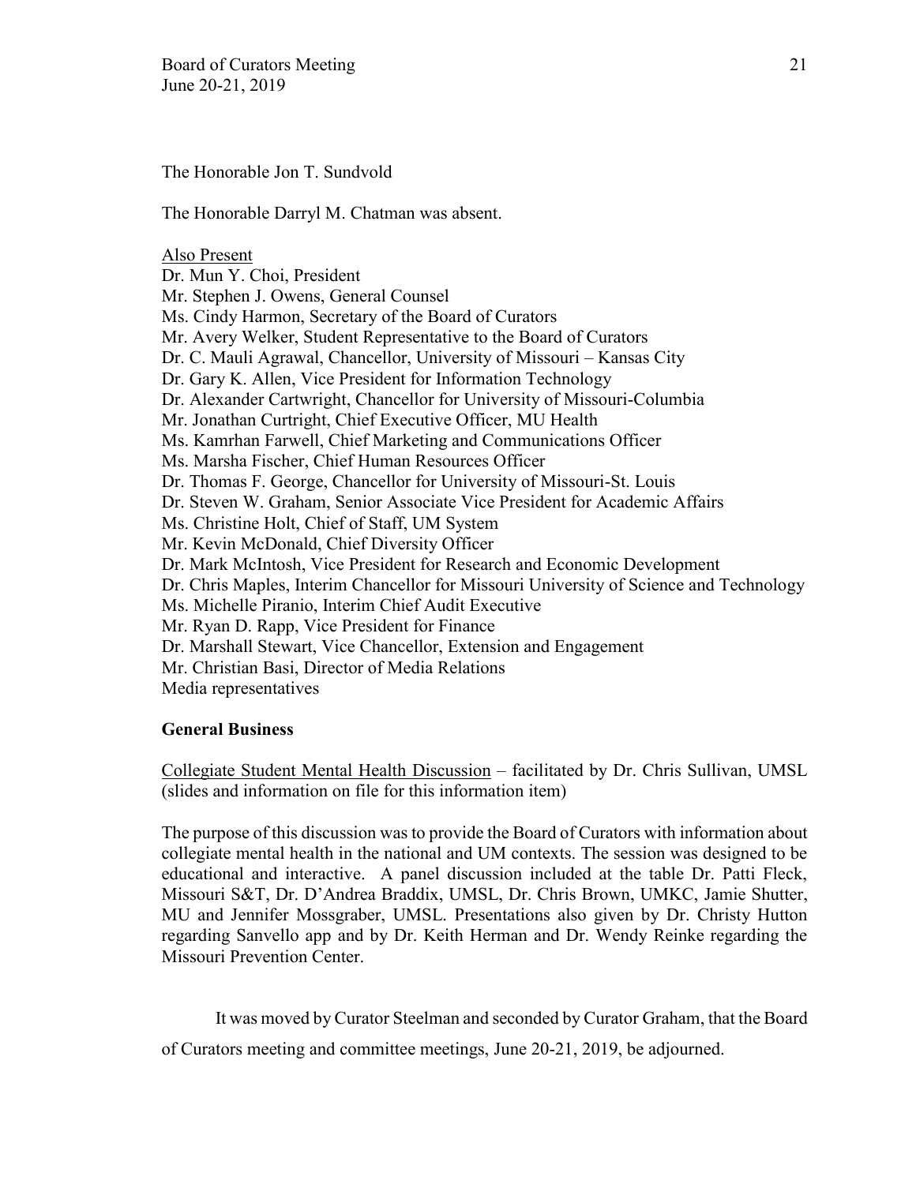The Honorable Jon T. Sundvold

The Honorable Darryl M. Chatman was absent.

Also Present

Dr. Mun Y. Choi, President
Mr. Stephen J. Owens, General Counsel
Ms. Cindy Harmon, Secretary of the Board of Curators
Mr. Avery Welker, Student Representative to the Board of Curators
Dr. C. Mauli Agrawal, Chancellor, University of Missouri – Kansas City
Dr. Gary K. Allen, Vice President for Information Technology
Dr. Alexander Cartwright, Chancellor for University of Missouri-Columbia
Mr. Jonathan Curtright, Chief Executive Officer, MU Health
Ms. Kamrhan Farwell, Chief Marketing and Communications Officer
Ms. Marsha Fischer, Chief Human Resources Officer
Dr. Thomas F. George, Chancellor for University of Missouri-St. Louis
Dr. Steven W. Graham, Senior Associate Vice President for Academic Affairs
Ms. Christine Holt, Chief of Staff, UM System
Mr. Kevin McDonald, Chief Diversity Officer
Dr. Mark McIntosh, Vice President for Research and Economic Development
Dr. Chris Maples, Interim Chancellor for Missouri University of Science and Technology
Ms. Michelle Piranio, Interim Chief Audit Executive
Mr. Ryan D. Rapp, Vice President for Finance
Dr. Marshall Stewart, Vice Chancellor, Extension and Engagement
Mr. Christian Basi, Director of Media Relations
Media representatives

**General Business**

Collegiate Student Mental Health Discussion – facilitated by Dr. Chris Sullivan, UMSL (slides and information on file for this information item)

The purpose of this discussion was to provide the Board of Curators with information about collegiate mental health in the national and UM contexts. The session was designed to be educational and interactive. A panel discussion included at the table Dr. Patti Fleck, Missouri S&T, Dr. D'Andrea Braddix, UMSL, Dr. Chris Brown, UMKC, Jamie Shutter, MU and Jennifer Mossgraber, UMSL. Presentations also given by Dr. Christy Hutton regarding Sanvello app and by Dr. Keith Herman and Dr. Wendy Reinke regarding the Missouri Prevention Center.

It was moved by Curator Steelman and seconded by Curator Graham, that the Board of Curators meeting and committee meetings, June 20-21, 2019, be adjourned.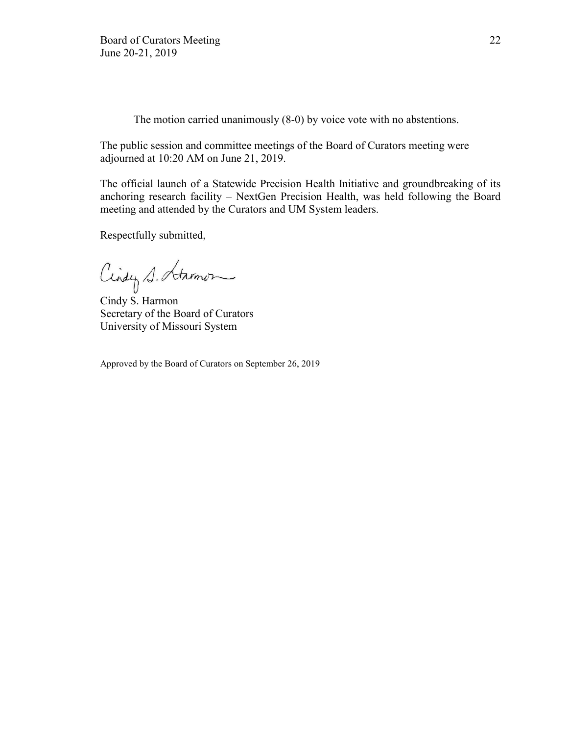The motion carried unanimously (8-0) by voice vote with no abstentions.

The public session and committee meetings of the Board of Curators meeting were adjourned at 10:20 AM on June 21, 2019.

The official launch of a Statewide Precision Health Initiative and groundbreaking of its anchoring research facility – NextGen Precision Health, was held following the Board meeting and attended by the Curators and UM System leaders.

Respectfully submitted,

Cindy S. Harmon
Secretary of the Board of Curators
University of Missouri System

Approved by the Board of Curators on September 26, 2019